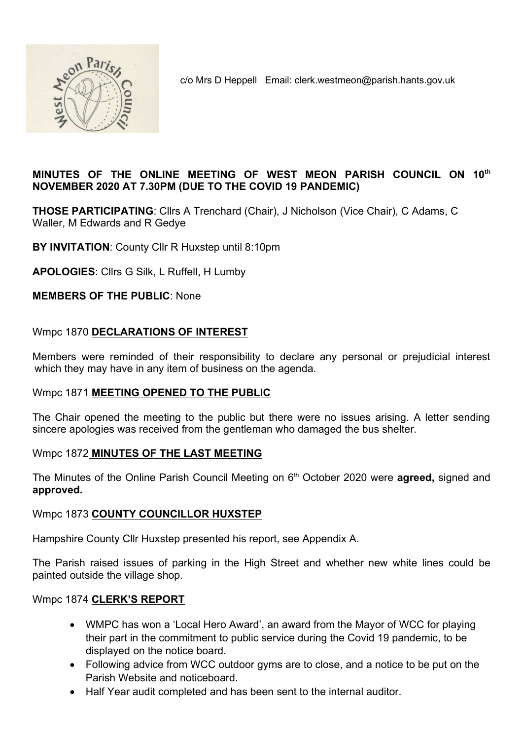c/o Mrs D Heppell Email: clerk.westmeon@parish.hants.gov.uk

# MINUTES OF THE ONLINE MEETING OF WEST MEON PARISH COUNCIL ON 10th NOVEMBER 2020 AT 7.30PM (DUE TO THE COVID 19 PANDEMIC)

**THOSE PARTICIPATING**: Cllrs A Trenchard (Chair), J Nicholson (Vice Chair), C Adams, C Waller, M Edwards and R Gedye

**BY INVITATION**: County Cllr R Huxstep until 8:10pm

**APOLOGIES**: Cllrs G Silk, L Ruffell, H Lumby

**MEMBERS OF THE PUBLIC**: None

## Wmpc 1870 DECLARATIONS OF INTEREST

Members were reminded of their responsibility to declare any personal or prejudicial interest which they may have in any item of business on the agenda.

## Wmpc 1871 MEETING OPENED TO THE PUBLIC

The Chair opened the meeting to the public but there were no issues arising. A letter sending sincere apologies was received from the gentleman who damaged the bus shelter.

## Wmpc 1872 MINUTES OF THE LAST MEETING

The Minutes of the Online Parish Council Meeting on 6th October 2020 were **agreed,** signed and **approved.**

## Wmpc 1873 COUNTY COUNCILLOR HUXSTEP

Hampshire County Cllr Huxstep presented his report, see Appendix A.

The Parish raised issues of parking in the High Street and whether new white lines could be painted outside the village shop.

## Wmpc 1874 CLERK'S REPORT

- WMPC has won a 'Local Hero Award', an award from the Mayor of WCC for playing their part in the commitment to public service during the Covid 19 pandemic, to be displayed on the notice board.
- Following advice from WCC outdoor gyms are to close, and a notice to be put on the Parish Website and noticeboard.
- Half Year audit completed and has been sent to the internal auditor.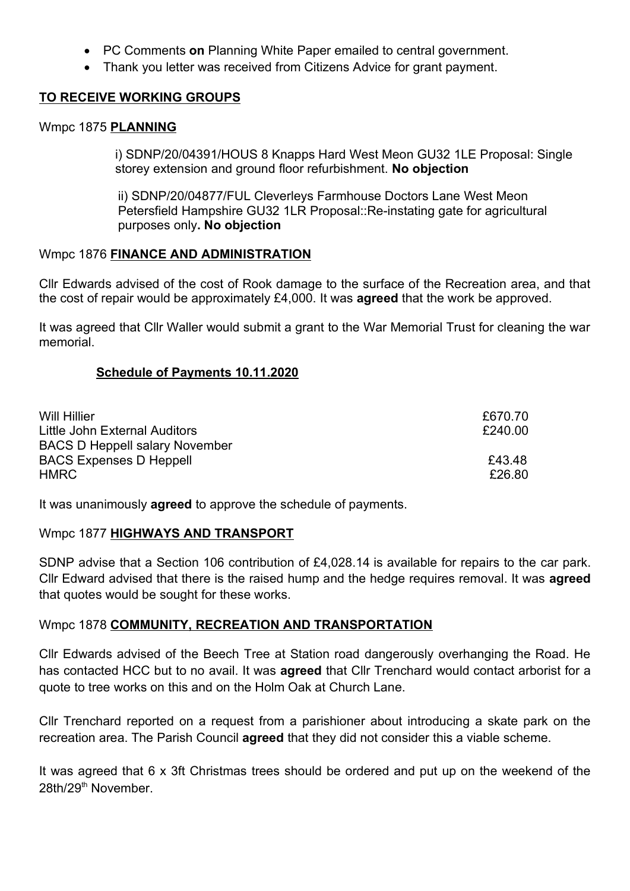- PC Comments **on** Planning White Paper emailed to central government.
- Thank you letter was received from Citizens Advice for grant payment.

## **TO RECEIVE WORKING GROUPS**

Wmpc 1875 **PLANNING**

i) SDNP/20/04391/HOUS 8 Knapps Hard West Meon GU32 1LE Proposal: Single storey extension and ground floor refurbishment. **No objection**

ii) SDNP/20/04877/FUL Cleverleys Farmhouse Doctors Lane West Meon Petersfield Hampshire GU32 1LR Proposal::Re-instating gate for agricultural purposes only**. No objection**

Wmpc 1876 **FINANCE AND ADMINISTRATION**

Cllr Edwards advised of the cost of Rook damage to the surface of the Recreation area, and that the cost of repair would be approximately £4,000. It was **agreed** that the work be approved.

It was agreed that Cllr Waller would submit a grant to the War Memorial Trust for cleaning the war memorial.

### **Schedule of Payments 10.11.2020**

| | |
|---|---|
| Will Hillier | £670.70 |
| Little John External Auditors | £240.00 |
| BACS D Heppell salary November | |
| BACS Expenses D Heppell | £43.48 |
| HMRC | £26.80 |

It was unanimously **agreed** to approve the schedule of payments.

Wmpc 1877 **HIGHWAYS AND TRANSPORT**

SDNP advise that a Section 106 contribution of £4,028.14 is available for repairs to the car park. Cllr Edward advised that there is the raised hump and the hedge requires removal. It was **agreed** that quotes would be sought for these works.

Wmpc 1878 **COMMUNITY, RECREATION AND TRANSPORTATION**

Cllr Edwards advised of the Beech Tree at Station road dangerously overhanging the Road. He has contacted HCC but to no avail. It was **agreed** that Cllr Trenchard would contact arborist for a quote to tree works on this and on the Holm Oak at Church Lane.

Cllr Trenchard reported on a request from a parishioner about introducing a skate park on the recreation area. The Parish Council **agreed** that they did not consider this a viable scheme.

It was agreed that 6 x 3ft Christmas trees should be ordered and put up on the weekend of the 28th/29th November.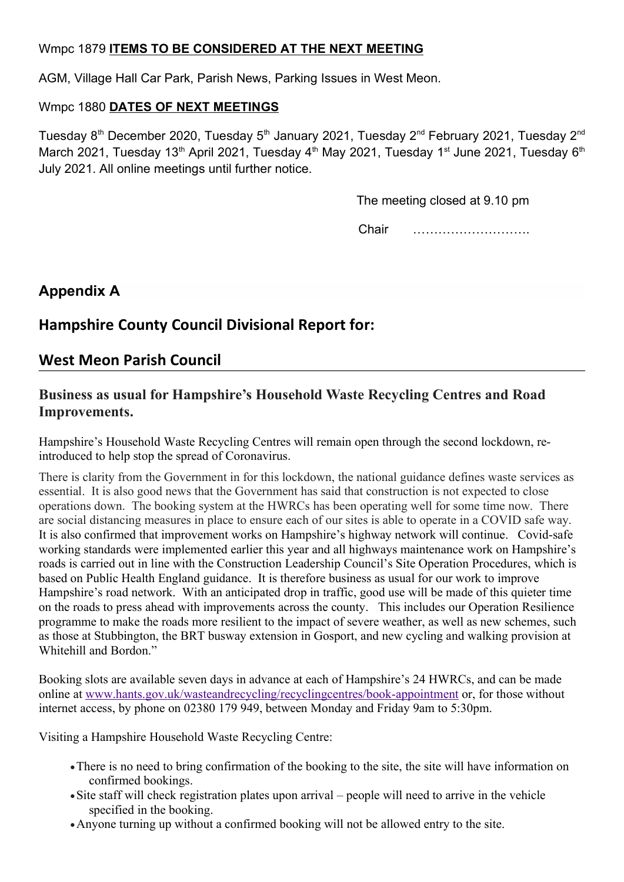Wmpc 1879 **ITEMS TO BE CONSIDERED AT THE NEXT MEETING**

AGM, Village Hall Car Park, Parish News, Parking Issues in West Meon.

Wmpc 1880 **DATES OF NEXT MEETINGS**

Tuesday 8th December 2020, Tuesday 5th January 2021, Tuesday 2nd February 2021, Tuesday 2nd March 2021, Tuesday 13th April 2021, Tuesday 4th May 2021, Tuesday 1st June 2021, Tuesday 6th July 2021. All online meetings until further notice.

The meeting closed at 9.10 pm

Chair ……………………….

## Appendix A

## Hampshire County Council Divisional Report for:

## West Meon Parish Council

### Business as usual for Hampshire's Household Waste Recycling Centres and Road Improvements.

Hampshire's Household Waste Recycling Centres will remain open through the second lockdown, re-introduced to help stop the spread of Coronavirus.

There is clarity from the Government in for this lockdown, the national guidance defines waste services as essential. It is also good news that the Government has said that construction is not expected to close operations down. The booking system at the HWRCs has been operating well for some time now. There are social distancing measures in place to ensure each of our sites is able to operate in a COVID safe way. It is also confirmed that improvement works on Hampshire's highway network will continue. Covid-safe working standards were implemented earlier this year and all highways maintenance work on Hampshire's roads is carried out in line with the Construction Leadership Council's Site Operation Procedures, which is based on Public Health England guidance. It is therefore business as usual for our work to improve Hampshire's road network. With an anticipated drop in traffic, good use will be made of this quieter time on the roads to press ahead with improvements across the county. This includes our Operation Resilience programme to make the roads more resilient to the impact of severe weather, as well as new schemes, such as those at Stubbington, the BRT busway extension in Gosport, and new cycling and walking provision at Whitehill and Bordon."

Booking slots are available seven days in advance at each of Hampshire's 24 HWRCs, and can be made online at www.hants.gov.uk/wasteandrecycling/recyclingcentres/book-appointment or, for those without internet access, by phone on 02380 179 949, between Monday and Friday 9am to 5:30pm.

Visiting a Hampshire Household Waste Recycling Centre:

- There is no need to bring confirmation of the booking to the site, the site will have information on confirmed bookings.
- Site staff will check registration plates upon arrival – people will need to arrive in the vehicle specified in the booking.
- Anyone turning up without a confirmed booking will not be allowed entry to the site.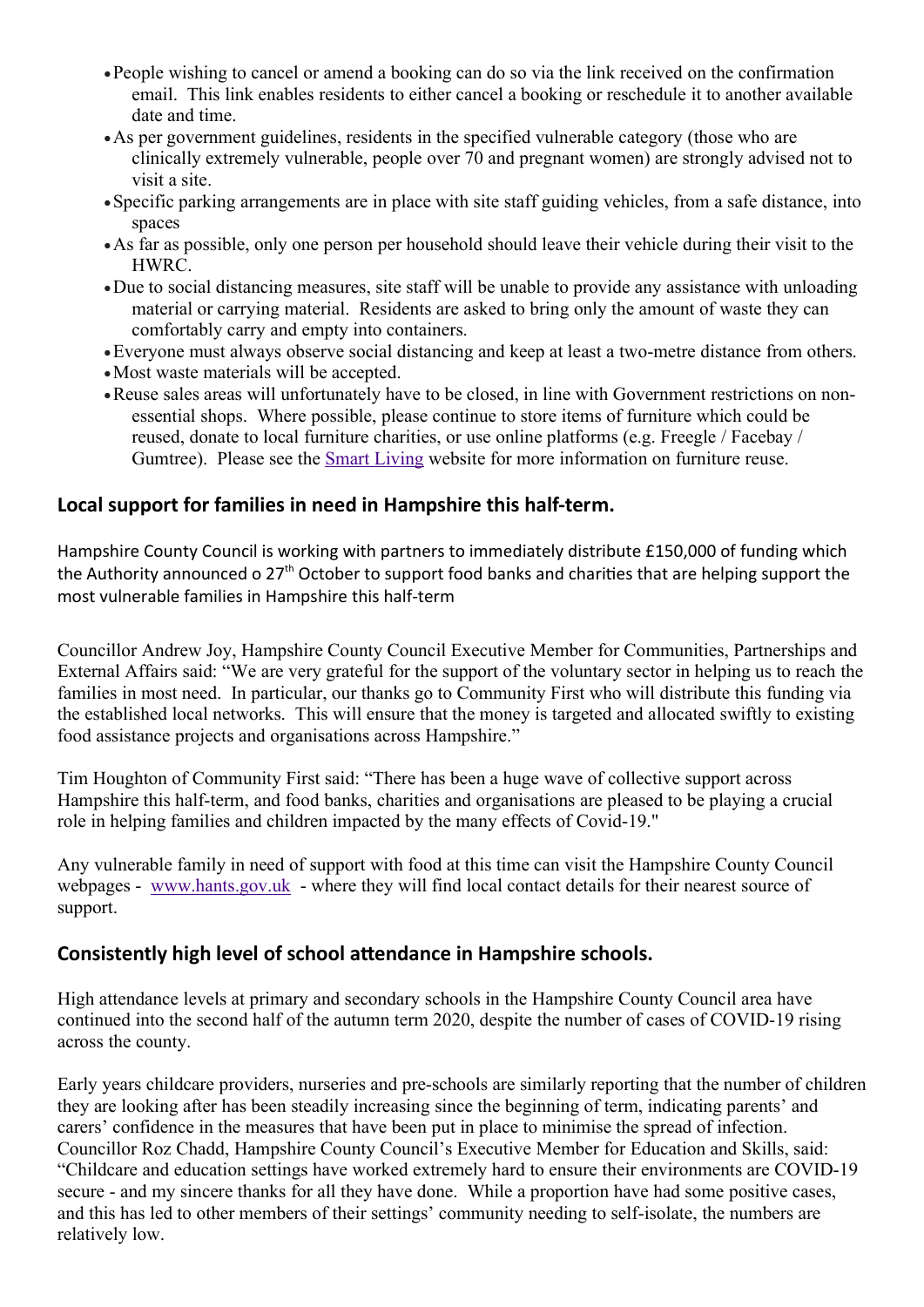- People wishing to cancel or amend a booking can do so via the link received on the confirmation email. This link enables residents to either cancel a booking or reschedule it to another available date and time.
- As per government guidelines, residents in the specified vulnerable category (those who are clinically extremely vulnerable, people over 70 and pregnant women) are strongly advised not to visit a site.
- Specific parking arrangements are in place with site staff guiding vehicles, from a safe distance, into spaces
- As far as possible, only one person per household should leave their vehicle during their visit to the HWRC.
- Due to social distancing measures, site staff will be unable to provide any assistance with unloading material or carrying material. Residents are asked to bring only the amount of waste they can comfortably carry and empty into containers.
- Everyone must always observe social distancing and keep at least a two-metre distance from others.
- Most waste materials will be accepted.
- Reuse sales areas will unfortunately have to be closed, in line with Government restrictions on non-essential shops. Where possible, please continue to store items of furniture which could be reused, donate to local furniture charities, or use online platforms (e.g. Freegle / Facebay / Gumtree). Please see the Smart Living website for more information on furniture reuse.

## Local support for families in need in Hampshire this half-term.

Hampshire County Council is working with partners to immediately distribute £150,000 of funding which the Authority announced o 27th October to support food banks and charities that are helping support the most vulnerable families in Hampshire this half-term

Councillor Andrew Joy, Hampshire County Council Executive Member for Communities, Partnerships and External Affairs said: "We are very grateful for the support of the voluntary sector in helping us to reach the families in most need. In particular, our thanks go to Community First who will distribute this funding via the established local networks. This will ensure that the money is targeted and allocated swiftly to existing food assistance projects and organisations across Hampshire."

Tim Houghton of Community First said: "There has been a huge wave of collective support across Hampshire this half-term, and food banks, charities and organisations are pleased to be playing a crucial role in helping families and children impacted by the many effects of Covid-19."

Any vulnerable family in need of support with food at this time can visit the Hampshire County Council webpages - www.hants.gov.uk - where they will find local contact details for their nearest source of support.

## Consistently high level of school attendance in Hampshire schools.

High attendance levels at primary and secondary schools in the Hampshire County Council area have continued into the second half of the autumn term 2020, despite the number of cases of COVID-19 rising across the county.

Early years childcare providers, nurseries and pre-schools are similarly reporting that the number of children they are looking after has been steadily increasing since the beginning of term, indicating parents' and carers' confidence in the measures that have been put in place to minimise the spread of infection. Councillor Roz Chadd, Hampshire County Council's Executive Member for Education and Skills, said: "Childcare and education settings have worked extremely hard to ensure their environments are COVID-19 secure - and my sincere thanks for all they have done. While a proportion have had some positive cases, and this has led to other members of their settings' community needing to self-isolate, the numbers are relatively low.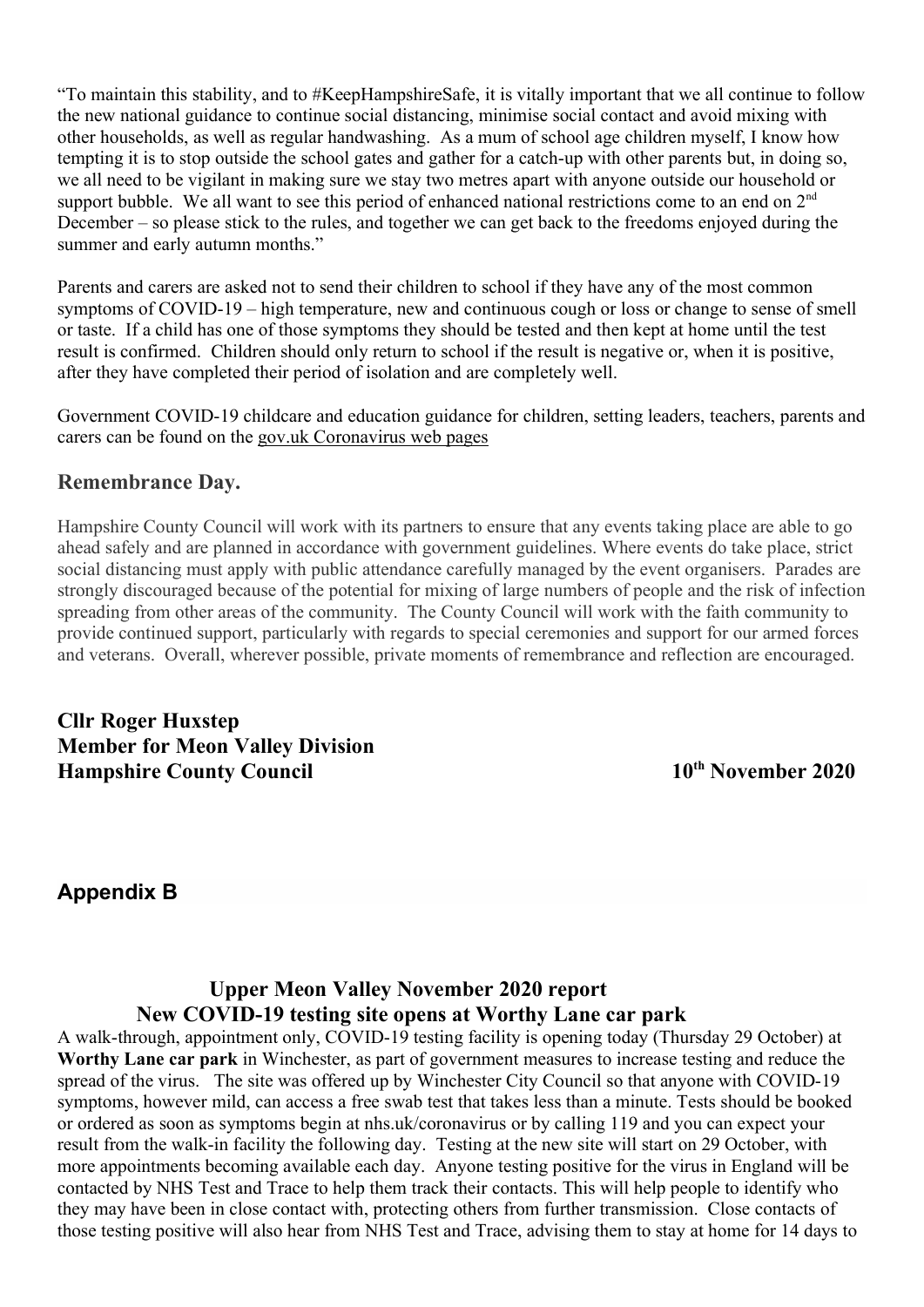"To maintain this stability, and to #KeepHampshireSafe, it is vitally important that we all continue to follow the new national guidance to continue social distancing, minimise social contact and avoid mixing with other households, as well as regular handwashing. As a mum of school age children myself, I know how tempting it is to stop outside the school gates and gather for a catch-up with other parents but, in doing so, we all need to be vigilant in making sure we stay two metres apart with anyone outside our household or support bubble. We all want to see this period of enhanced national restrictions come to an end on 2nd December – so please stick to the rules, and together we can get back to the freedoms enjoyed during the summer and early autumn months."

Parents and carers are asked not to send their children to school if they have any of the most common symptoms of COVID-19 – high temperature, new and continuous cough or loss or change to sense of smell or taste. If a child has one of those symptoms they should be tested and then kept at home until the test result is confirmed. Children should only return to school if the result is negative or, when it is positive, after they have completed their period of isolation and are completely well.

Government COVID-19 childcare and education guidance for children, setting leaders, teachers, parents and carers can be found on the gov.uk Coronavirus web pages

## Remembrance Day.

Hampshire County Council will work with its partners to ensure that any events taking place are able to go ahead safely and are planned in accordance with government guidelines. Where events do take place, strict social distancing must apply with public attendance carefully managed by the event organisers. Parades are strongly discouraged because of the potential for mixing of large numbers of people and the risk of infection spreading from other areas of the community. The County Council will work with the faith community to provide continued support, particularly with regards to special ceremonies and support for our armed forces and veterans. Overall, wherever possible, private moments of remembrance and reflection are encouraged.

**Cllr Roger Huxstep**
**Member for Meon Valley Division**
**Hampshire County Council** **10th November 2020**

## Appendix B

### Upper Meon Valley November 2020 report
### New COVID-19 testing site opens at Worthy Lane car park

A walk-through, appointment only, COVID-19 testing facility is opening today (Thursday 29 October) at **Worthy Lane car park** in Winchester, as part of government measures to increase testing and reduce the spread of the virus. The site was offered up by Winchester City Council so that anyone with COVID-19 symptoms, however mild, can access a free swab test that takes less than a minute. Tests should be booked or ordered as soon as symptoms begin at nhs.uk/coronavirus or by calling 119 and you can expect your result from the walk-in facility the following day. Testing at the new site will start on 29 October, with more appointments becoming available each day. Anyone testing positive for the virus in England will be contacted by NHS Test and Trace to help them track their contacts. This will help people to identify who they may have been in close contact with, protecting others from further transmission. Close contacts of those testing positive will also hear from NHS Test and Trace, advising them to stay at home for 14 days to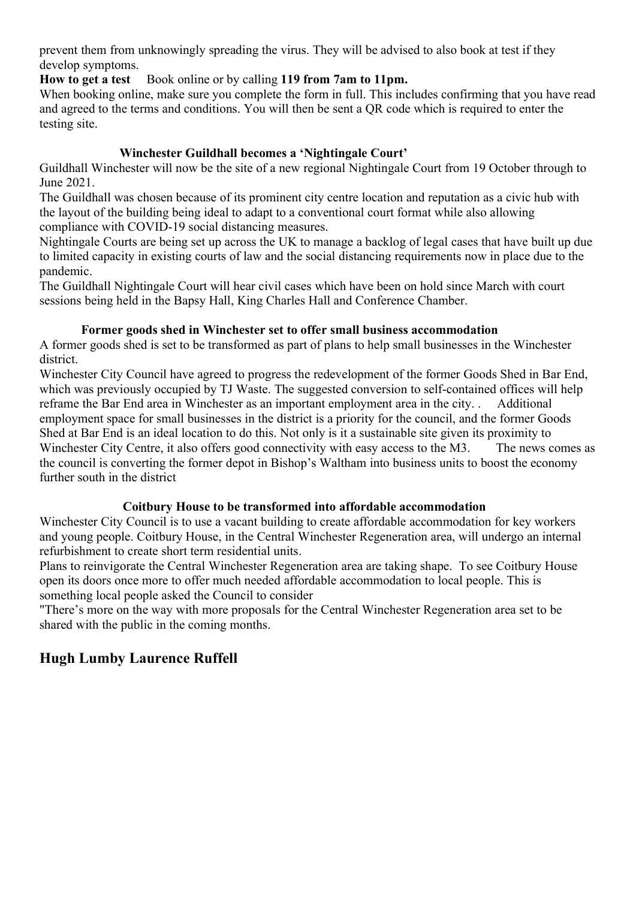prevent them from unknowingly spreading the virus. They will be advised to also book at test if they develop symptoms.

**How to get a test** Book online or by calling **119 from 7am to 11pm.**

When booking online, make sure you complete the form in full. This includes confirming that you have read and agreed to the terms and conditions. You will then be sent a QR code which is required to enter the testing site.

### Winchester Guildhall becomes a 'Nightingale Court'

Guildhall Winchester will now be the site of a new regional Nightingale Court from 19 October through to June 2021.

The Guildhall was chosen because of its prominent city centre location and reputation as a civic hub with the layout of the building being ideal to adapt to a conventional court format while also allowing compliance with COVID-19 social distancing measures.

Nightingale Courts are being set up across the UK to manage a backlog of legal cases that have built up due to limited capacity in existing courts of law and the social distancing requirements now in place due to the pandemic.

The Guildhall Nightingale Court will hear civil cases which have been on hold since March with court sessions being held in the Bapsy Hall, King Charles Hall and Conference Chamber.

### Former goods shed in Winchester set to offer small business accommodation

A former goods shed is set to be transformed as part of plans to help small businesses in the Winchester district.

Winchester City Council have agreed to progress the redevelopment of the former Goods Shed in Bar End, which was previously occupied by TJ Waste. The suggested conversion to self-contained offices will help reframe the Bar End area in Winchester as an important employment area in the city. . Additional employment space for small businesses in the district is a priority for the council, and the former Goods Shed at Bar End is an ideal location to do this. Not only is it a sustainable site given its proximity to Winchester City Centre, it also offers good connectivity with easy access to the M3. The news comes as the council is converting the former depot in Bishop's Waltham into business units to boost the economy further south in the district

### Coitbury House to be transformed into affordable accommodation

Winchester City Council is to use a vacant building to create affordable accommodation for key workers and young people. Coitbury House, in the Central Winchester Regeneration area, will undergo an internal refurbishment to create short term residential units.

Plans to reinvigorate the Central Winchester Regeneration area are taking shape. To see Coitbury House open its doors once more to offer much needed affordable accommodation to local people. This is something local people asked the Council to consider

"There's more on the way with more proposals for the Central Winchester Regeneration area set to be shared with the public in the coming months.

## Hugh Lumby Laurence Ruffell